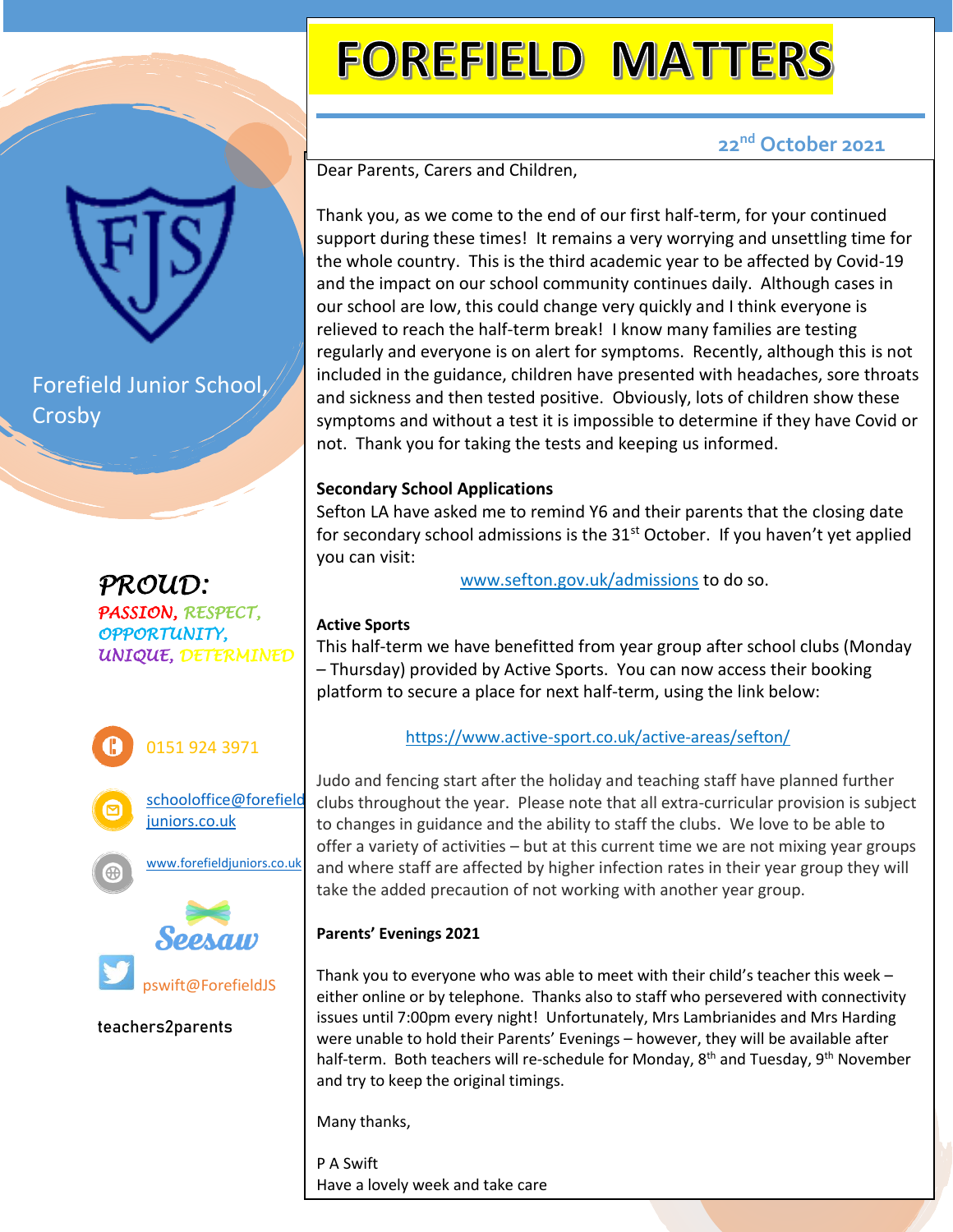# FOREFIELD MATTERS

**22nd October 2021**

Forefield Junior School, Crosby

*PROUD:*
*PASSION, RESPECT, OPPORTUNITY, UNIQUE, DETERMINED*

0151 924 3971

schooloffice@forefieldjuniors.co.uk

www.forefieldjuniors.co.uk

Seesaw

pswift@ForefieldJS

teachers2parents

Dear Parents, Carers and Children,

Thank you, as we come to the end of our first half-term, for your continued support during these times! It remains a very worrying and unsettling time for the whole country. This is the third academic year to be affected by Covid-19 and the impact on our school community continues daily. Although cases in our school are low, this could change very quickly and I think everyone is relieved to reach the half-term break! I know many families are testing regularly and everyone is on alert for symptoms. Recently, although this is not included in the guidance, children have presented with headaches, sore throats and sickness and then tested positive. Obviously, lots of children show these symptoms and without a test it is impossible to determine if they have Covid or not. Thank you for taking the tests and keeping us informed.

**Secondary School Applications**

Sefton LA have asked me to remind Y6 and their parents that the closing date for secondary school admissions is the 31st October. If you haven't yet applied you can visit:

www.sefton.gov.uk/admissions to do so.

**Active Sports**

This half-term we have benefitted from year group after school clubs (Monday – Thursday) provided by Active Sports. You can now access their booking platform to secure a place for next half-term, using the link below:

https://www.active-sport.co.uk/active-areas/sefton/

Judo and fencing start after the holiday and teaching staff have planned further clubs throughout the year. Please note that all extra-curricular provision is subject to changes in guidance and the ability to staff the clubs. We love to be able to offer a variety of activities – but at this current time we are not mixing year groups and where staff are affected by higher infection rates in their year group they will take the added precaution of not working with another year group.

**Parents' Evenings 2021**

Thank you to everyone who was able to meet with their child's teacher this week – either online or by telephone. Thanks also to staff who persevered with connectivity issues until 7:00pm every night! Unfortunately, Mrs Lambrianides and Mrs Harding were unable to hold their Parents' Evenings – however, they will be available after half-term. Both teachers will re-schedule for Monday, 8th and Tuesday, 9th November and try to keep the original timings.

Many thanks,

P A Swift
Have a lovely week and take care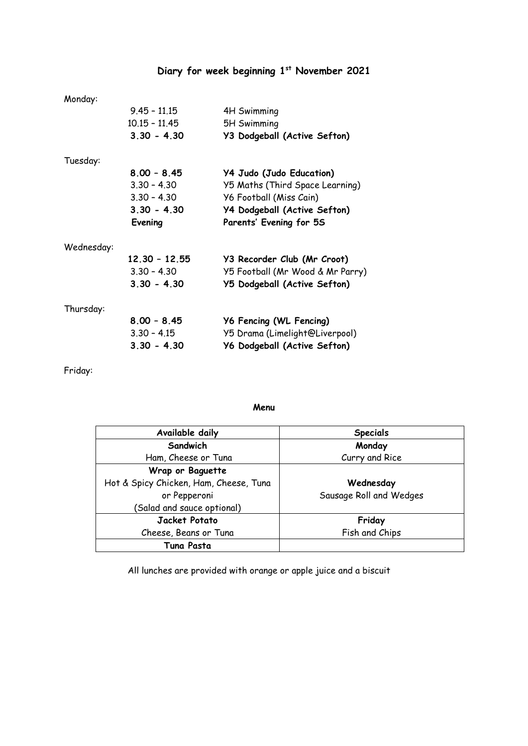# Diary for week beginning 1st November 2021

Monday:

9.45 – 11.15 4H Swimming
10.15 – 11.45 5H Swimming
**3.30 - 4.30 Y3 Dodgeball (Active Sefton)**

Tuesday:

**8.00 – 8.45 Y4 Judo (Judo Education)**
3.30 – 4.30 Y5 Maths (Third Space Learning)
3.30 – 4.30 Y6 Football (Miss Cain)
**3.30 - 4.30 Y4 Dodgeball (Active Sefton)**
**Evening Parents' Evening for 5S**

Wednesday:

**12.30 – 12.55 Y3 Recorder Club (Mr Croot)**
3.30 – 4.30 Y5 Football (Mr Wood & Mr Parry)
**3.30 - 4.30 Y5 Dodgeball (Active Sefton)**

Thursday:

**8.00 – 8.45 Y6 Fencing (WL Fencing)**
3.30 – 4.15 Y5 Drama (Limelight@Liverpool)
**3.30 - 4.30 Y6 Dodgeball (Active Sefton)**

Friday:

**Menu**

| Available daily | Specials |
|---|---|
| **Sandwich**<br>Ham, Cheese or Tuna | **Monday**<br>Curry and Rice |
| **Wrap or Baguette**<br>Hot & Spicy Chicken, Ham, Cheese, Tuna or Pepperoni<br>(Salad and sauce optional) | **Wednesday**<br>Sausage Roll and Wedges |
| **Jacket Potato**<br>Cheese, Beans or Tuna | **Friday**<br>Fish and Chips |
| **Tuna Pasta** | |

All lunches are provided with orange or apple juice and a biscuit